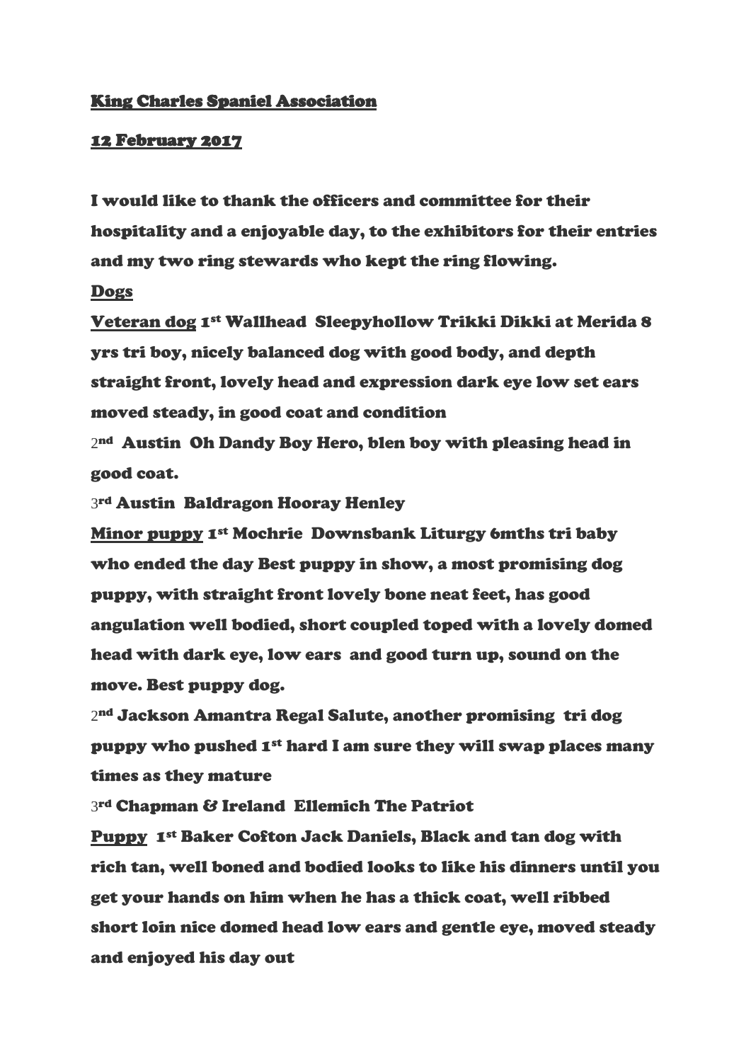<u>King Charles Spaniel Association</u>

<u>12 February 2017</u>

I would like to thank the officers and committee for their hospitality and a enjoyable day, to the exhibitors for their entries and my two ring stewards who kept the ring flowing.

<u>Dogs</u>

<u>Veteran dog</u> 1st Wallhead Sleepyhollow Trikki Dikki at Merida 8 yrs tri boy, nicely balanced dog with good body, and depth straight front, lovely head and expression dark eye low set ears moved steady, in good coat and condition

2nd Austin Oh Dandy Boy Hero, blen boy with pleasing head in good coat.

3rd Austin Baldragon Hooray Henley

<u>Minor puppy</u> 1st Mochrie Downsbank Liturgy 6mths tri baby who ended the day Best puppy in show, a most promising dog puppy, with straight front lovely bone neat feet, has good angulation well bodied, short coupled toped with a lovely domed head with dark eye, low ears and good turn up, sound on the move. Best puppy dog.

2nd Jackson Amantra Regal Salute, another promising tri dog puppy who pushed 1st hard I am sure they will swap places many times as they mature

3rd Chapman & Ireland Ellemich The Patriot

<u>Puppy</u> 1st Baker Cofton Jack Daniels, Black and tan dog with rich tan, well boned and bodied looks to like his dinners until you get your hands on him when he has a thick coat, well ribbed short loin nice domed head low ears and gentle eye, moved steady and enjoyed his day out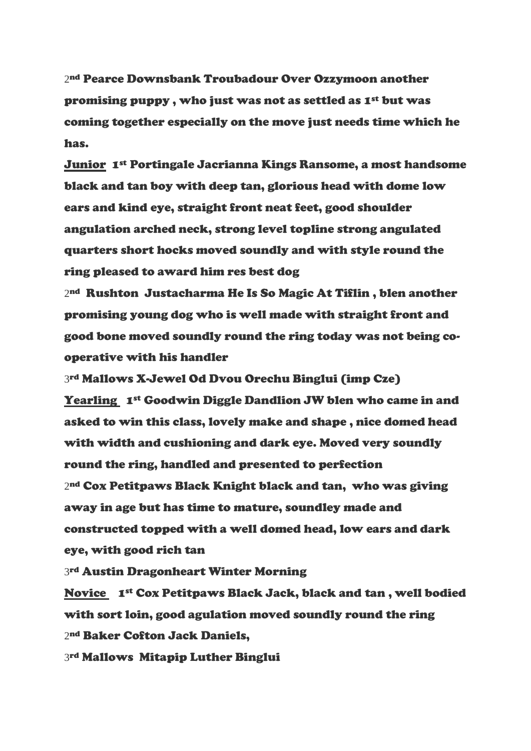**2nd Pearce Downsbank Troubadour Over Ozzymoon another promising puppy , who just was not as settled as 1st but was coming together especially on the move just needs time which he has.**

**Junior 1st Portingale Jacrianna Kings Ransome, a most handsome black and tan boy with deep tan, glorious head with dome low ears and kind eye, straight front neat feet, good shoulder angulation arched neck, strong level topline strong angulated quarters short hocks moved soundly and with style round the ring pleased to award him res best dog**

**2nd Rushton Justacharma He Is So Magic At Tiflin , blen another promising young dog who is well made with straight front and good bone moved soundly round the ring today was not being co-operative with his handler**

**3rd Mallows X-Jewel Od Dvou Orechu Binglui (imp Cze)**

**Yearling 1st Goodwin Diggle Dandlion JW blen who came in and asked to win this class, lovely make and shape , nice domed head with width and cushioning and dark eye. Moved very soundly round the ring, handled and presented to perfection**

**2nd Cox Petitpaws Black Knight black and tan, who was giving away in age but has time to mature, soundley made and constructed topped with a well domed head, low ears and dark eye, with good rich tan**

**3rd Austin Dragonheart Winter Morning**

**Novice 1st Cox Petitpaws Black Jack, black and tan , well bodied with sort loin, good agulation moved soundly round the ring**

**2nd Baker Cofton Jack Daniels,**

**3rd Mallows Mitapip Luther Binglui**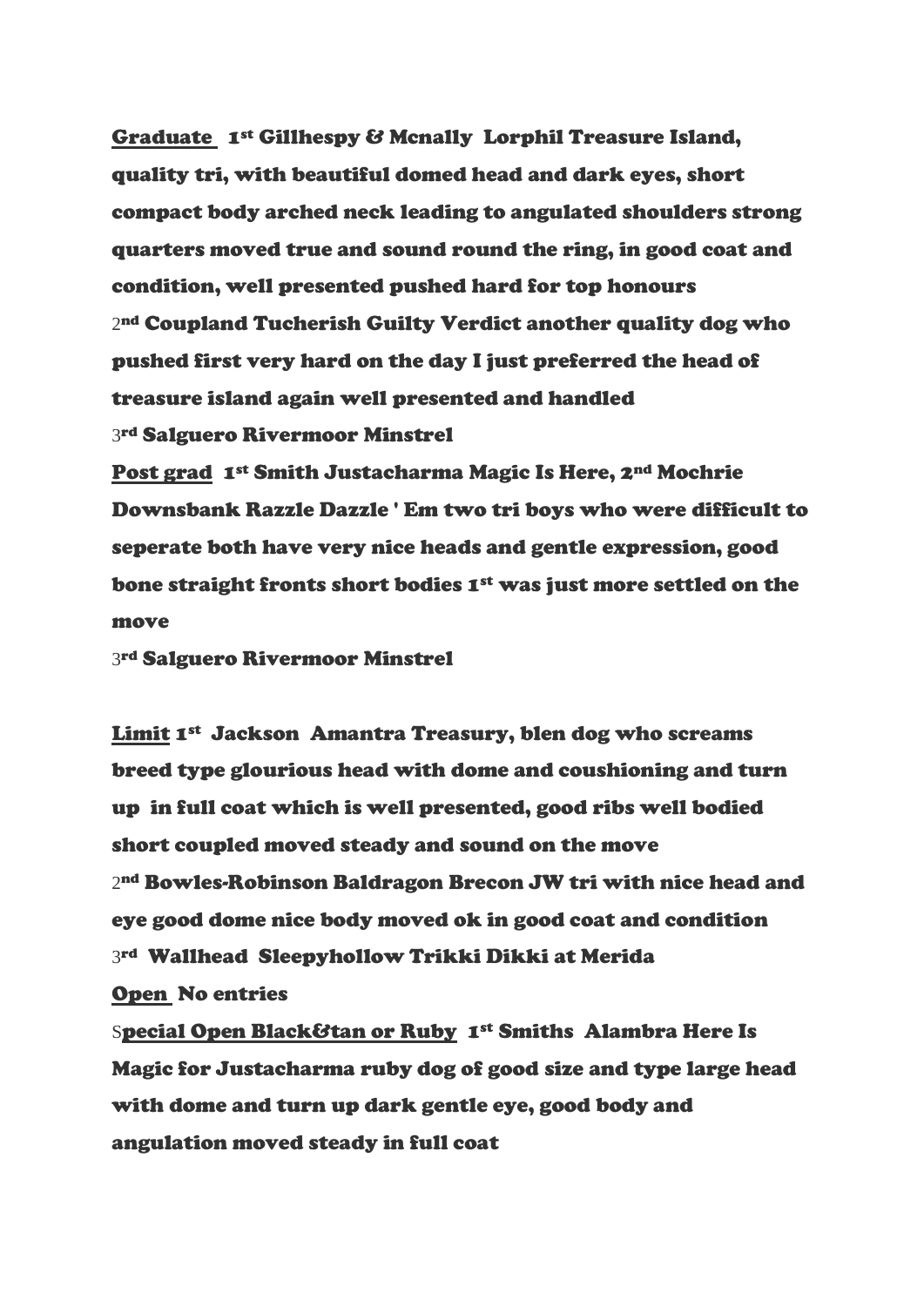**Graduate** 1st Gillhespy & Mcnally Lorphil Treasure Island, quality tri, with beautiful domed head and dark eyes, short compact body arched neck leading to angulated shoulders strong quarters moved true and sound round the ring, in good coat and condition, well presented pushed hard for top honours

2nd Coupland Tucherish Guilty Verdict another quality dog who pushed first very hard on the day I just preferred the head of treasure island again well presented and handled

3rd Salguero Rivermoor Minstrel

**Post grad** 1st Smith Justacharma Magic Is Here, 2nd Mochrie Downsbank Razzle Dazzle ' Em two tri boys who were difficult to seperate both have very nice heads and gentle expression, good bone straight fronts short bodies 1st was just more settled on the move

3rd Salguero Rivermoor Minstrel

**Limit** 1st Jackson Amantra Treasury, blen dog who screams breed type glourious head with dome and coushioning and turn up in full coat which is well presented, good ribs well bodied short coupled moved steady and sound on the move

2nd Bowles-Robinson Baldragon Brecon JW tri with nice head and eye good dome nice body moved ok in good coat and condition

3rd Wallhead Sleepyhollow Trikki Dikki at Merida

**Open** No entries

**Special Open Black&tan or Ruby** 1st Smiths Alambra Here Is Magic for Justacharma ruby dog of good size and type large head with dome and turn up dark gentle eye, good body and angulation moved steady in full coat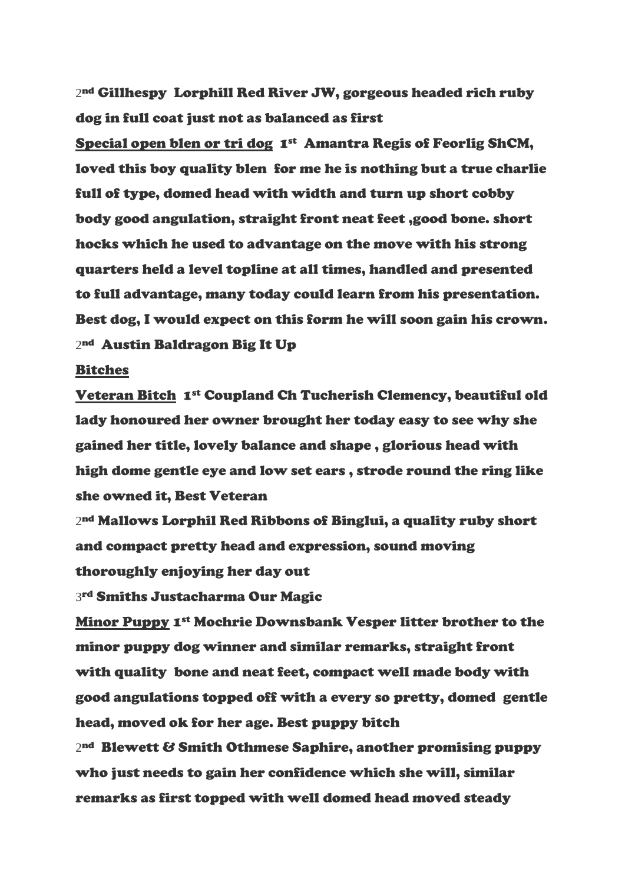2nd Gillhespy Lorphill Red River JW, gorgeous headed rich ruby dog in full coat just not as balanced as first

<u>Special open blen or tri dog</u> 1st Amantra Regis of Feorlig ShCM, loved this boy quality blen for me he is nothing but a true charlie full of type, domed head with width and turn up short cobby body good angulation, straight front neat feet ,good bone. short hocks which he used to advantage on the move with his strong quarters held a level topline at all times, handled and presented to full advantage, many today could learn from his presentation. Best dog, I would expect on this form he will soon gain his crown.

2nd Austin Baldragon Big It Up

<u>Bitches</u>

<u>Veteran Bitch</u> 1st Coupland Ch Tucherish Clemency, beautiful old lady honoured her owner brought her today easy to see why she gained her title, lovely balance and shape , glorious head with high dome gentle eye and low set ears , strode round the ring like she owned it, Best Veteran

2nd Mallows Lorphil Red Ribbons of Binglui, a quality ruby short and compact pretty head and expression, sound moving thoroughly enjoying her day out

3rd Smiths Justacharma Our Magic

<u>Minor Puppy</u> 1st Mochrie Downsbank Vesper litter brother to the minor puppy dog winner and similar remarks, straight front with quality bone and neat feet, compact well made body with good angulations topped off with a every so pretty, domed gentle head, moved ok for her age. Best puppy bitch

2nd Blewett & Smith Othmese Saphire, another promising puppy who just needs to gain her confidence which she will, similar remarks as first topped with well domed head moved steady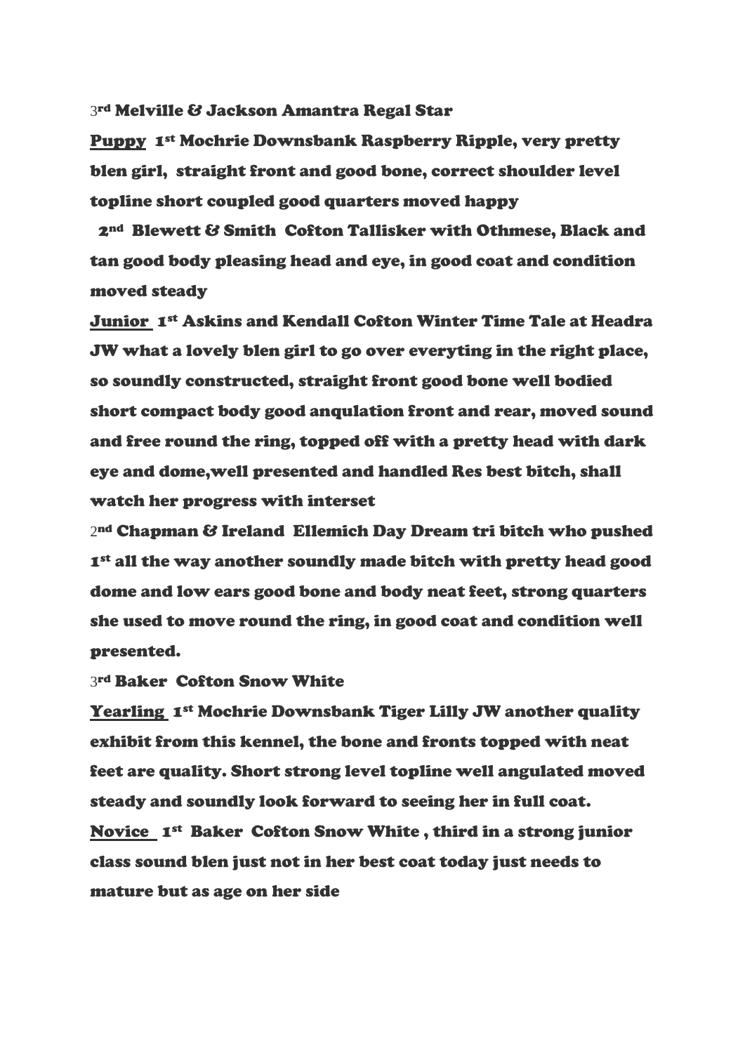3rd Melville & Jackson Amantra Regal Star

**Puppy** 1st Mochrie Downsbank Raspberry Ripple, very pretty blen girl, straight front and good bone, correct shoulder level topline short coupled good quarters moved happy

2nd Blewett & Smith Cofton Tallisker with Othmese, Black and tan good body pleasing head and eye, in good coat and condition moved steady

**Junior** 1st Askins and Kendall Cofton Winter Time Tale at Headra JW what a lovely blen girl to go over everyting in the right place, so soundly constructed, straight front good bone well bodied short compact body good anqulation front and rear, moved sound and free round the ring, topped off with a pretty head with dark eye and dome,well presented and handled Res best bitch, shall watch her progress with interset

2nd Chapman & Ireland Ellemich Day Dream tri bitch who pushed 1st all the way another soundly made bitch with pretty head good dome and low ears good bone and body neat feet, strong quarters she used to move round the ring, in good coat and condition well presented.

3rd Baker Cofton Snow White

**Yearling** 1st Mochrie Downsbank Tiger Lilly JW another quality exhibit from this kennel, the bone and fronts topped with neat feet are quality. Short strong level topline well angulated moved steady and soundly look forward to seeing her in full coat.

**Novice** 1st Baker Cofton Snow White , third in a strong junior class sound blen just not in her best coat today just needs to mature but as age on her side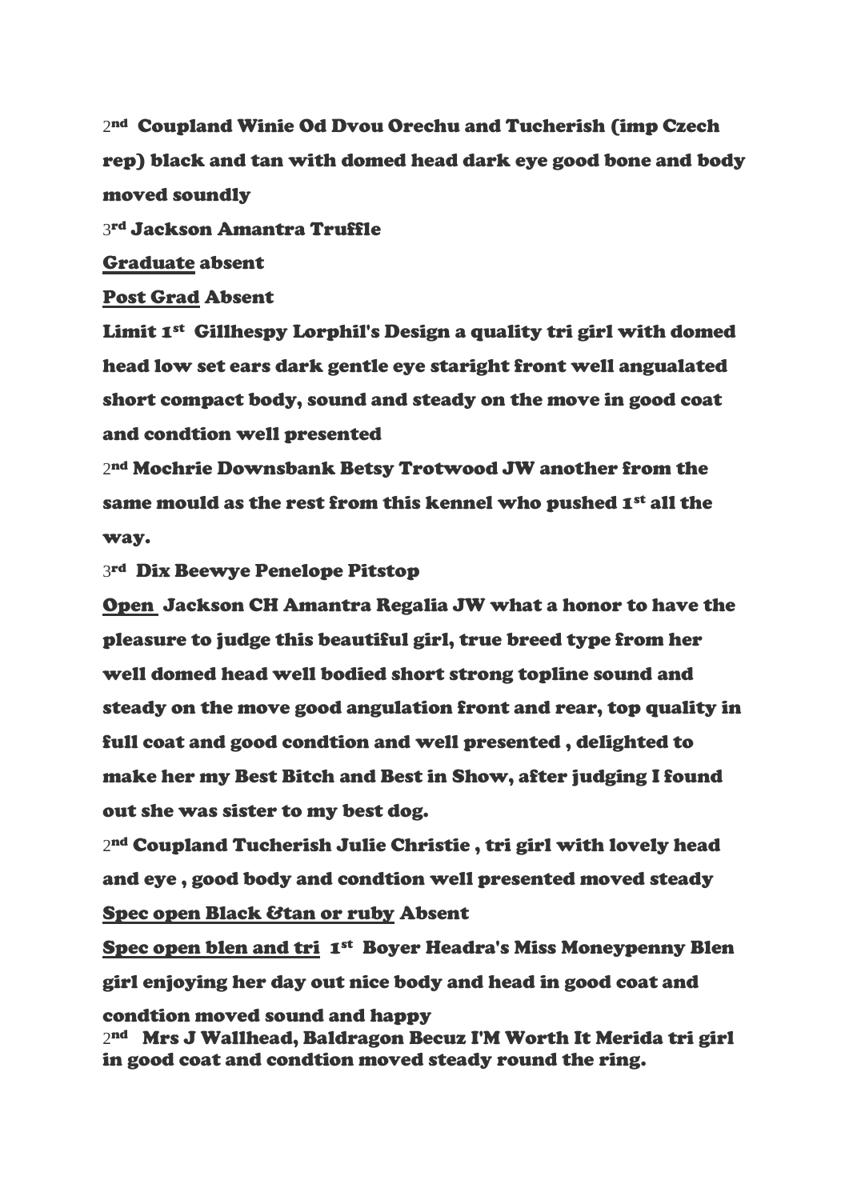2nd Coupland Winie Od Dvou Orechu and Tucherish (imp Czech rep) black and tan with domed head dark eye good bone and body moved soundly

3rd Jackson Amantra Truffle

<u>Graduate</u> absent

<u>Post Grad</u> Absent

Limit 1st Gillhespy Lorphil's Design a quality tri girl with domed head low set ears dark gentle eye staright front well angualated short compact body, sound and steady on the move in good coat and condtion well presented

2nd Mochrie Downsbank Betsy Trotwood JW another from the same mould as the rest from this kennel who pushed 1st all the way.

3rd Dix Beewye Penelope Pitstop

<u>Open</u> Jackson CH Amantra Regalia JW what a honor to have the pleasure to judge this beautiful girl, true breed type from her well domed head well bodied short strong topline sound and steady on the move good angulation front and rear, top quality in full coat and good condtion and well presented , delighted to make her my Best Bitch and Best in Show, after judging I found out she was sister to my best dog.

2nd Coupland Tucherish Julie Christie , tri girl with lovely head and eye , good body and condtion well presented moved steady

<u>Spec open Black &tan or ruby</u> Absent

<u>Spec open blen and tri</u> 1st Boyer Headra's Miss Moneypenny Blen girl enjoying her day out nice body and head in good coat and condtion moved sound and happy

2nd Mrs J Wallhead, Baldragon Becuz I'M Worth It Merida tri girl in good coat and condtion moved steady round the ring.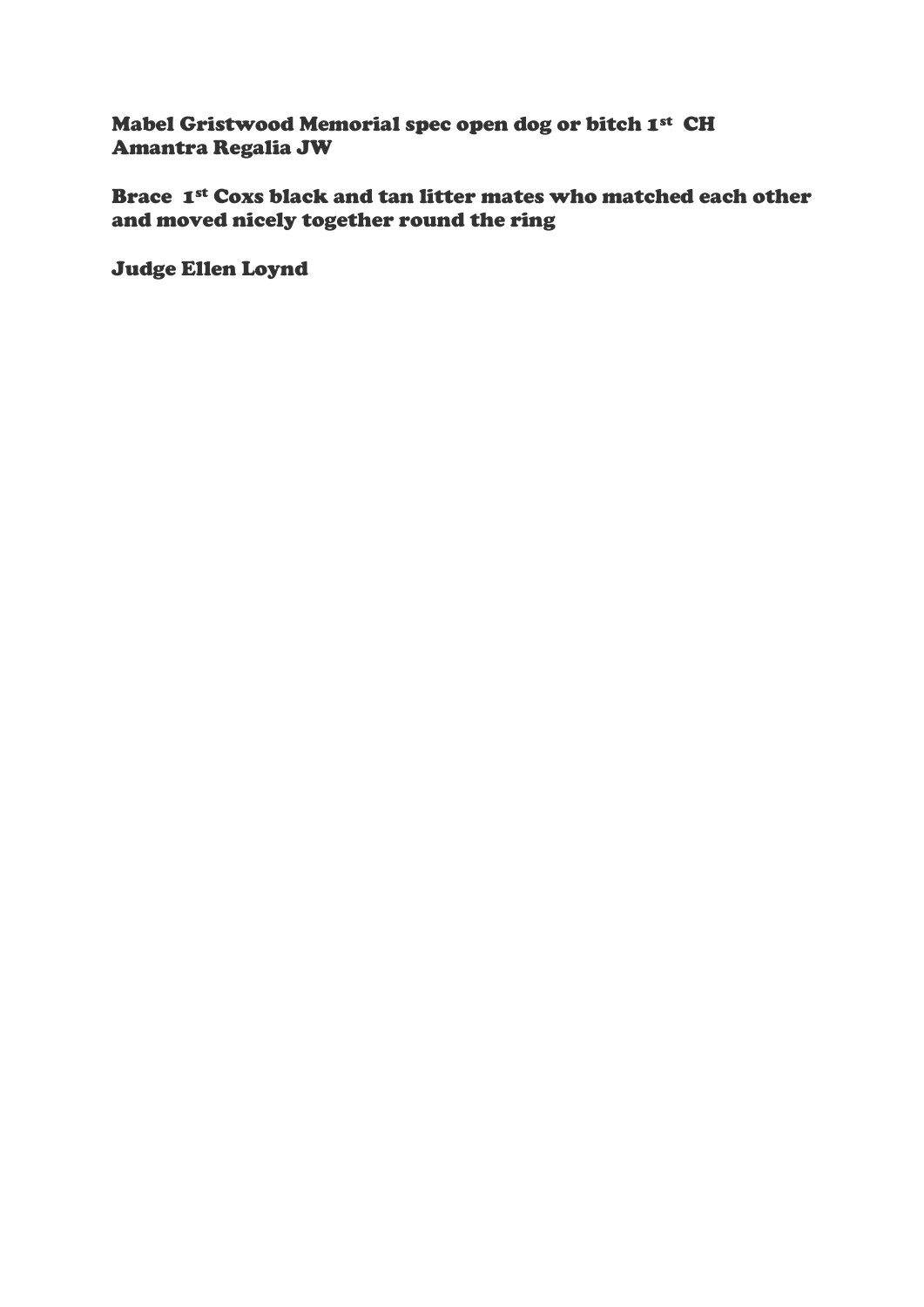**Mabel Gristwood Memorial spec open dog or bitch 1st CH Amantra Regalia JW**

**Brace 1st Coxs black and tan litter mates who matched each other and moved nicely together round the ring**

**Judge Ellen Loynd**